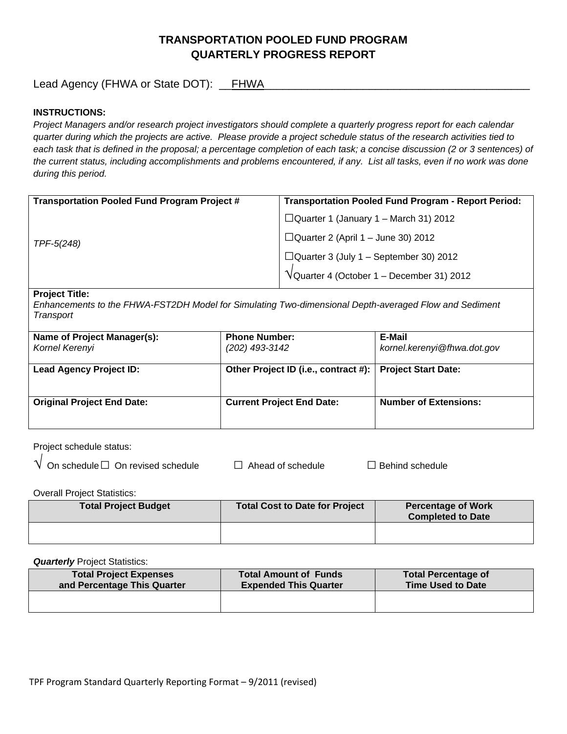# TRANSPORTATION POOLED FUND PROGRAM
# QUARTERLY PROGRESS REPORT

Lead Agency (FHWA or State DOT): FHWA

**INSTRUCTIONS:**
*Project Managers and/or research project investigators should complete a quarterly progress report for each calendar quarter during which the projects are active. Please provide a project schedule status of the research activities tied to each task that is defined in the proposal; a percentage completion of each task; a concise discussion (2 or 3 sentences) of the current status, including accomplishments and problems encountered, if any. List all tasks, even if no work was done during this period.*

| **Transportation Pooled Fund Program Project #** | **Transportation Pooled Fund Program - Report Period:** |
|---|---|
| *TPF-5(248)* | ☐Quarter 1 (January 1 – March 31) 2012<br>☐Quarter 2 (April 1 – June 30) 2012<br>☐Quarter 3 (July 1 – September 30) 2012<br>√Quarter 4 (October 1 – December 31) 2012 |

**Project Title:**
*Enhancements to the FHWA-FST2DH Model for Simulating Two-dimensional Depth-averaged Flow and Sediment Transport*

| **Name of Project Manager(s):** | **Phone Number:** | **E-Mail** |
|---|---|---|
| *Kornel Kerenyi* | *(202) 493-3142* | *kornel.kerenyi@fhwa.dot.gov* |
| **Lead Agency Project ID:** | **Other Project ID (i.e., contract #):** | **Project Start Date:** |
| | | |
| **Original Project End Date:** | **Current Project End Date:** | **Number of Extensions:** |
| | | |

Project schedule status:

√ On schedule ☐ On revised schedule ☐ Ahead of schedule ☐ Behind schedule

Overall Project Statistics:

| Total Project Budget | Total Cost to Date for Project | Percentage of Work Completed to Date |
|---|---|---|
| | | |

***Quarterly*** Project Statistics:

| Total Project Expenses and Percentage This Quarter | Total Amount of Funds Expended This Quarter | Total Percentage of Time Used to Date |
|---|---|---|
| | | |

TPF Program Standard Quarterly Reporting Format – 9/2011 (revised)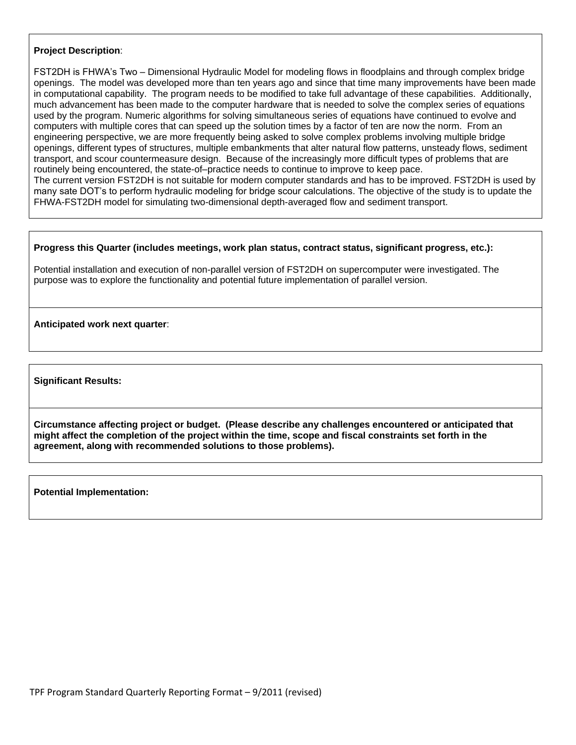**Project Description**:

FST2DH is FHWA's Two – Dimensional Hydraulic Model for modeling flows in floodplains and through complex bridge openings. The model was developed more than ten years ago and since that time many improvements have been made in computational capability. The program needs to be modified to take full advantage of these capabilities. Additionally, much advancement has been made to the computer hardware that is needed to solve the complex series of equations used by the program. Numeric algorithms for solving simultaneous series of equations have continued to evolve and computers with multiple cores that can speed up the solution times by a factor of ten are now the norm. From an engineering perspective, we are more frequently being asked to solve complex problems involving multiple bridge openings, different types of structures, multiple embankments that alter natural flow patterns, unsteady flows, sediment transport, and scour countermeasure design. Because of the increasingly more difficult types of problems that are routinely being encountered, the state-of–practice needs to continue to improve to keep pace.
The current version FST2DH is not suitable for modern computer standards and has to be improved. FST2DH is used by many sate DOT's to perform hydraulic modeling for bridge scour calculations. The objective of the study is to update the FHWA-FST2DH model for simulating two-dimensional depth-averaged flow and sediment transport.

**Progress this Quarter (includes meetings, work plan status, contract status, significant progress, etc.):**

Potential installation and execution of non-parallel version of FST2DH on supercomputer were investigated. The purpose was to explore the functionality and potential future implementation of parallel version.

**Anticipated work next quarter**:

**Significant Results:**

**Circumstance affecting project or budget. (Please describe any challenges encountered or anticipated that might affect the completion of the project within the time, scope and fiscal constraints set forth in the agreement, along with recommended solutions to those problems).**

**Potential Implementation:**